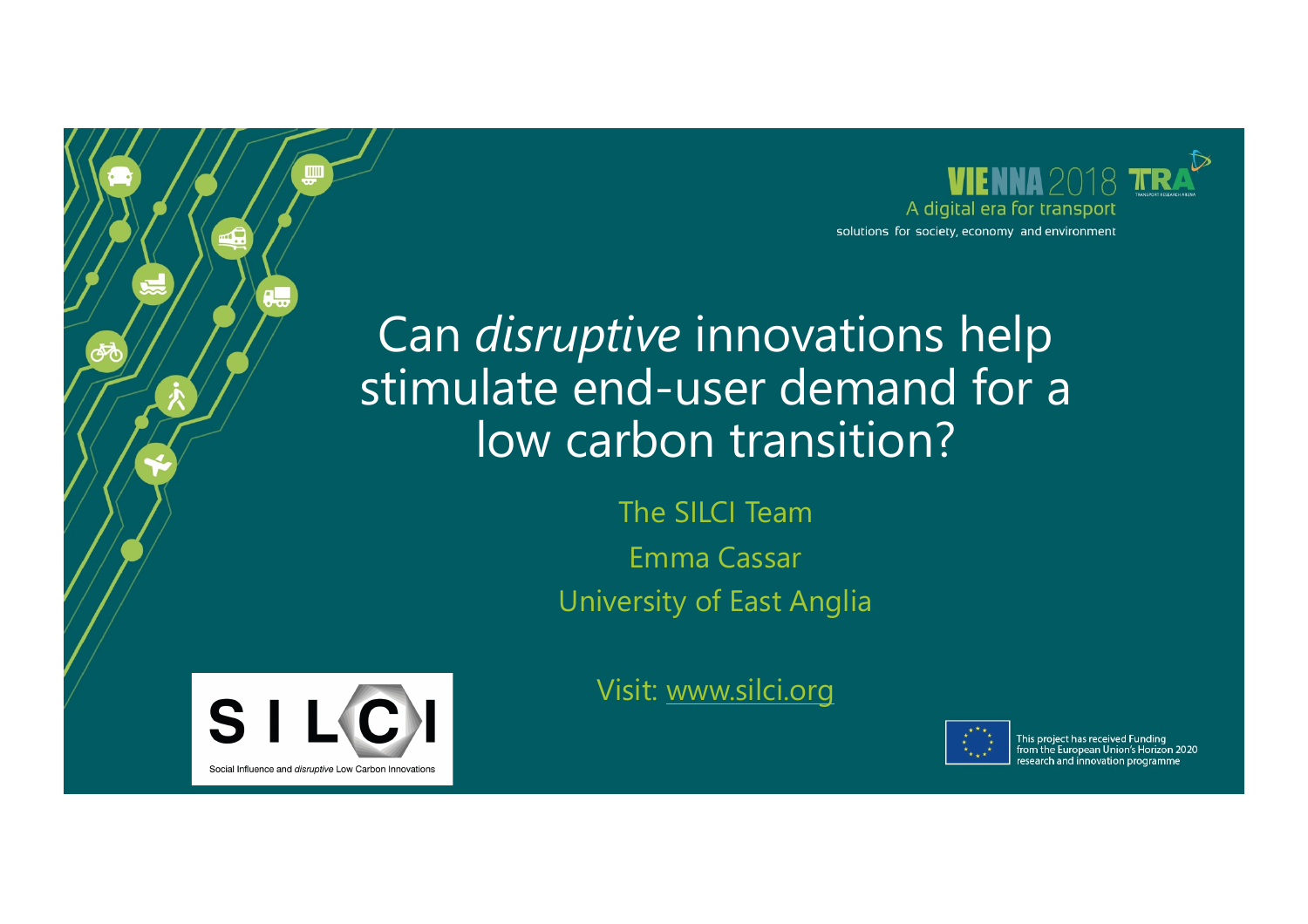VIENNA 2018 TRA

A digital era for transport

solutions for society, economy and environment

# Can *disruptive* innovations help stimulate end-user demand for a low carbon transition?

The SILCI Team

Emma Cassar

University of East Anglia

Visit: www.silci.org

SILCI

Social Influence and *disruptive* Low Carbon Innovations

This project has received Funding from the European Union's Horizon 2020 research and innovation programme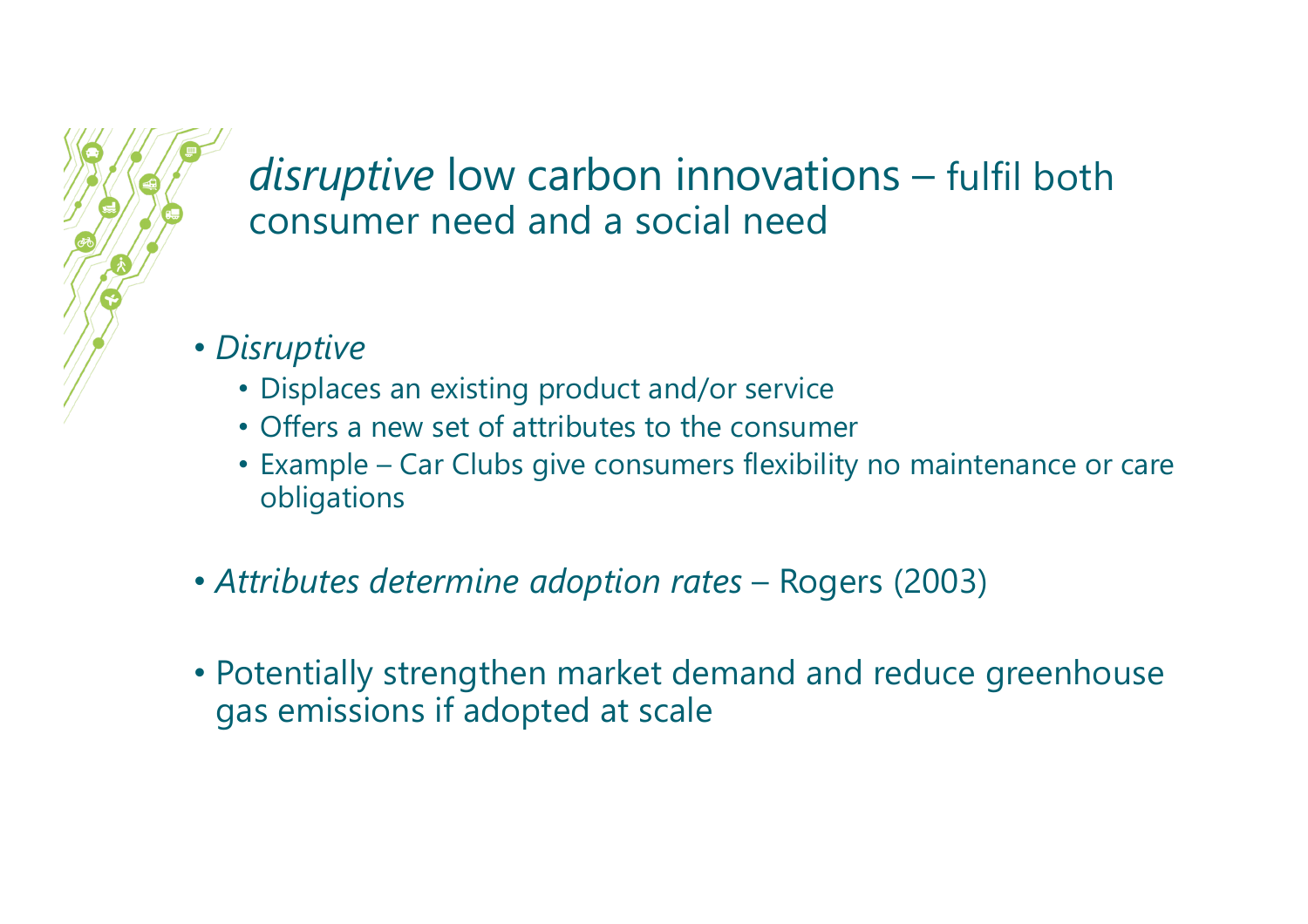# *disruptive* low carbon innovations – fulfil both consumer need and a social need

- *Disruptive*
  - Displaces an existing product and/or service
  - Offers a new set of attributes to the consumer
  - Example – Car Clubs give consumers flexibility no maintenance or care obligations

- *Attributes determine adoption rates* – Rogers (2003)

- Potentially strengthen market demand and reduce greenhouse gas emissions if adopted at scale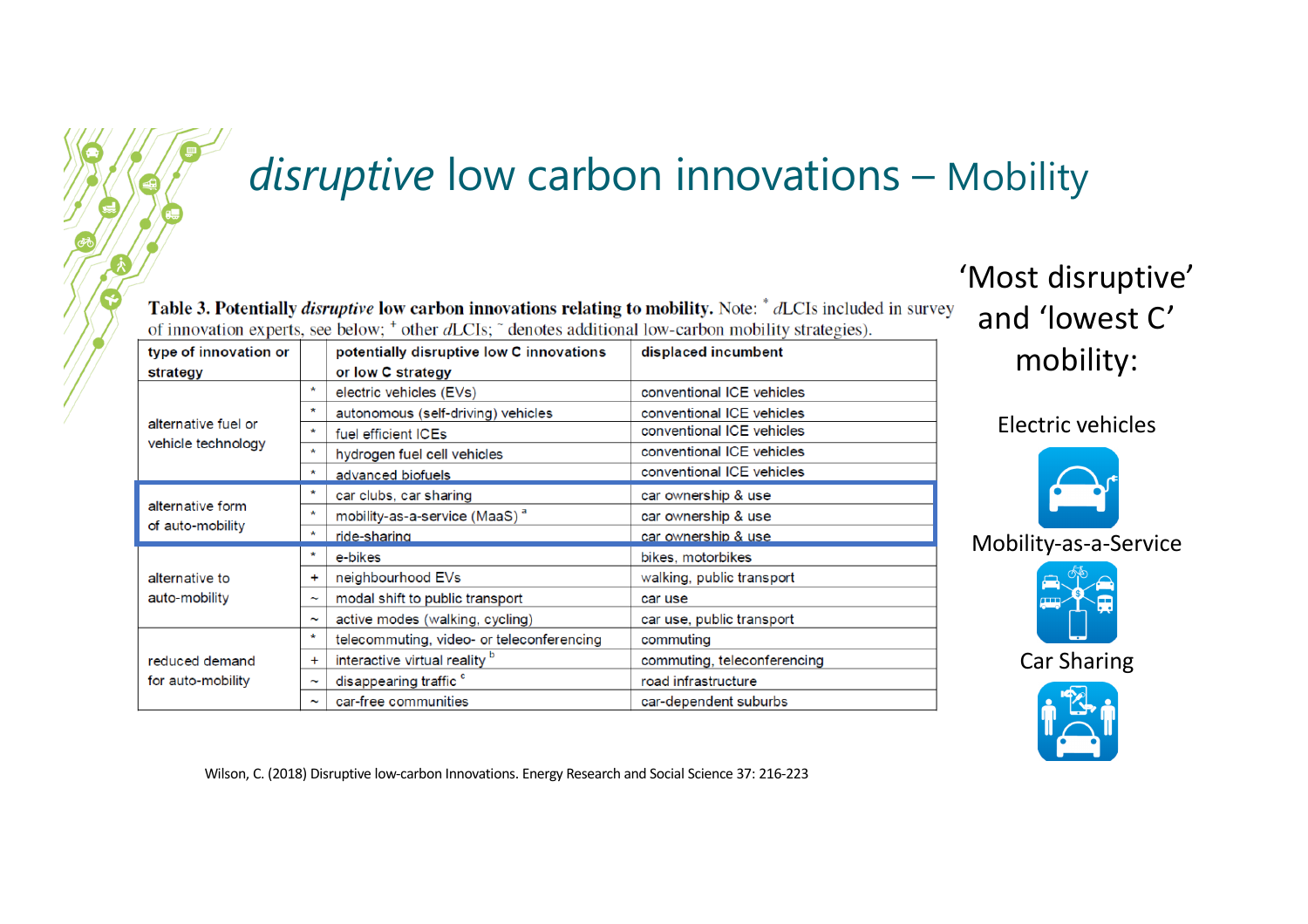# *disruptive* low carbon innovations – Mobility

**Table 3. Potentially *disruptive* low carbon innovations relating to mobility.** Note: * *d*LCIs included in survey of innovation experts, see below; + other *d*LCIs; ~ denotes additional low-carbon mobility strategies).

| type of innovation or strategy | | potentially disruptive low C innovations or low C strategy | displaced incumbent |
|---|---|---|---|
| alternative fuel or vehicle technology | * | electric vehicles (EVs) | conventional ICE vehicles |
| | * | autonomous (self-driving) vehicles | conventional ICE vehicles |
| | * | fuel efficient ICEs | conventional ICE vehicles |
| | * | hydrogen fuel cell vehicles | conventional ICE vehicles |
| | * | advanced biofuels | conventional ICE vehicles |
| alternative form of auto-mobility | * | car clubs, car sharing | car ownership & use |
| | * | mobility-as-a-service (MaaS) [a] | car ownership & use |
| | * | ride-sharing | car ownership & use |
| alternative to auto-mobility | * | e-bikes | bikes, motorbikes |
| | + | neighbourhood EVs | walking, public transport |
| | ~ | modal shift to public transport | car use |
| | ~ | active modes (walking, cycling) | car use, public transport |
| reduced demand for auto-mobility | * | telecommuting, video- or teleconferencing | commuting |
| | + | interactive virtual reality [b] | commuting, teleconferencing |
| | ~ | disappearing traffic [c] | road infrastructure |
| | ~ | car-free communities | car-dependent suburbs |

Wilson, C. (2018) Disruptive low-carbon Innovations. Energy Research and Social Science 37: 216-223

‘Most disruptive’ and ‘lowest C’ mobility:

Electric vehicles

Mobility-as-a-Service

Car Sharing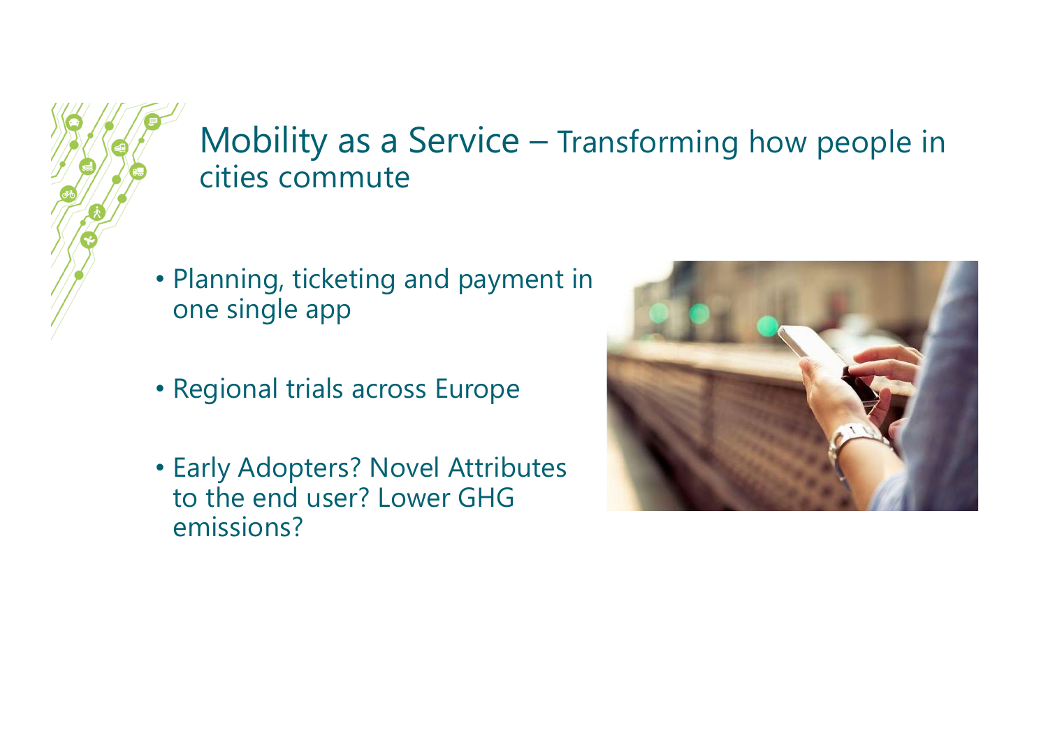# Mobility as a Service – Transforming how people in cities commute

- Planning, ticketing and payment in one single app
- Regional trials across Europe
- Early Adopters? Novel Attributes to the end user? Lower GHG emissions?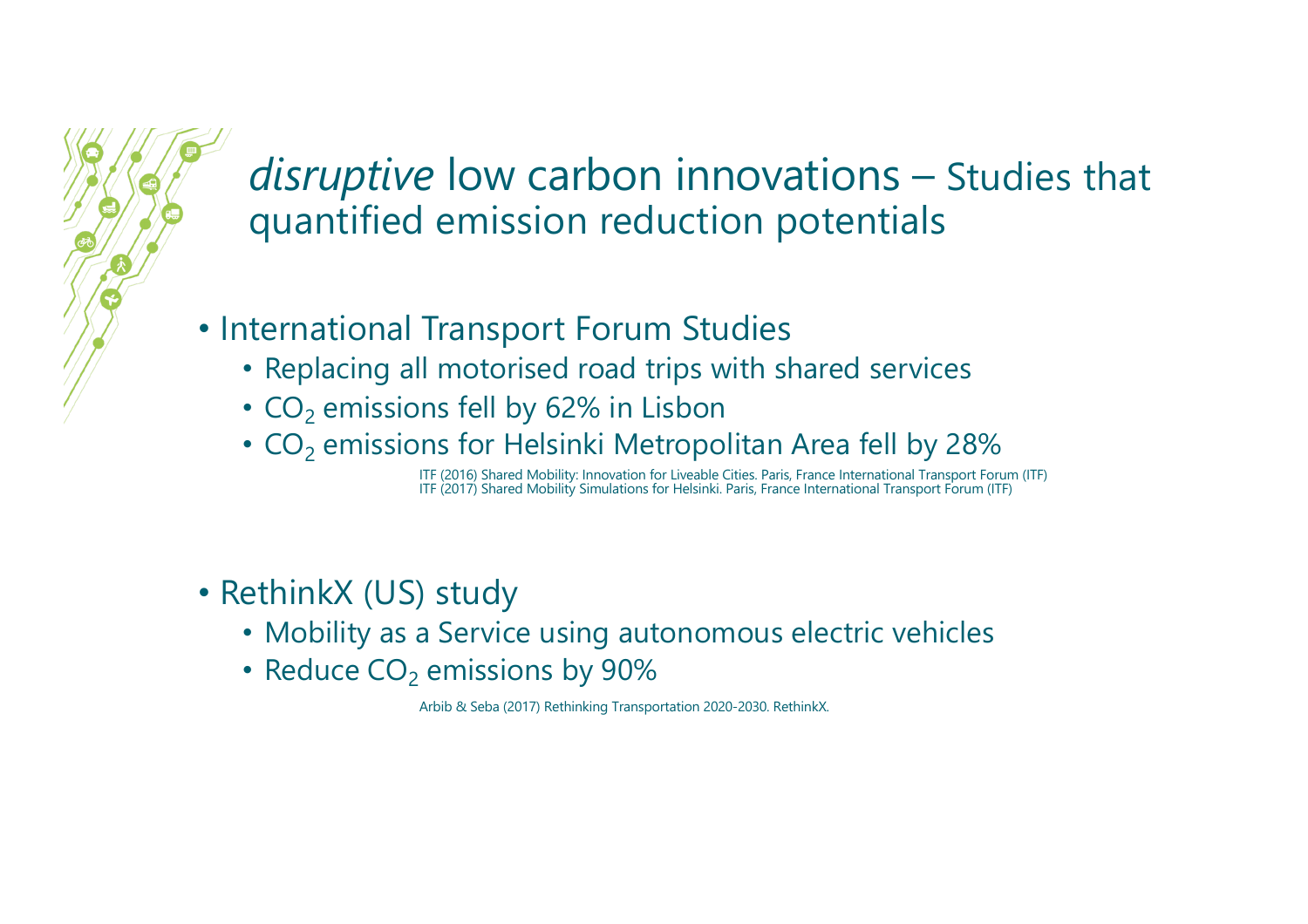# *disruptive* low carbon innovations – Studies that quantified emission reduction potentials

- International Transport Forum Studies
  - Replacing all motorised road trips with shared services
  - $CO_2$ emissions fell by 62% in Lisbon
  - $CO_2$ emissions for Helsinki Metropolitan Area fell by 28%

ITF (2016) Shared Mobility: Innovation for Liveable Cities. Paris, France International Transport Forum (ITF)
ITF (2017) Shared Mobility Simulations for Helsinki. Paris, France International Transport Forum (ITF)

- RethinkX (US) study
  - Mobility as a Service using autonomous electric vehicles
  - Reduce $CO_2$ emissions by 90%

Arbib & Seba (2017) Rethinking Transportation 2020-2030. RethinkX.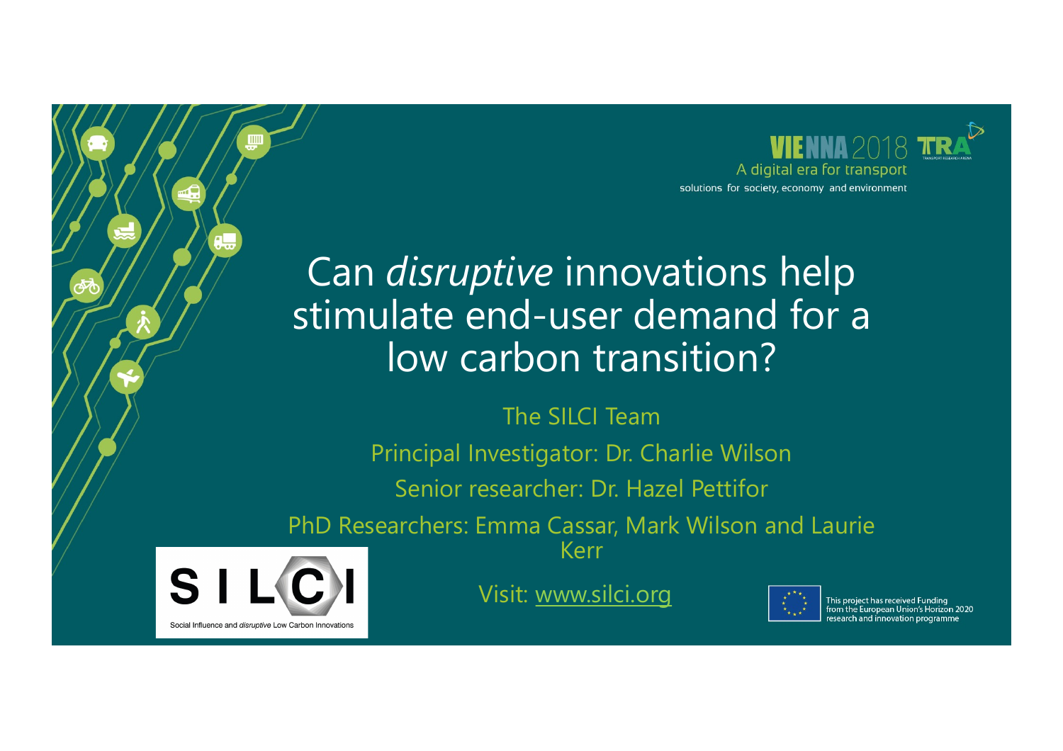VIENNA 2018 TRA

A digital era for transport

solutions for society, economy and environment

# Can *disruptive* innovations help stimulate end-user demand for a low carbon transition?

The SILCI Team

Principal Investigator: Dr. Charlie Wilson

Senior researcher: Dr. Hazel Pettifor

PhD Researchers: Emma Cassar, Mark Wilson and Laurie Kerr

SILCI

Social Influence and *disruptive* Low Carbon Innovations

Visit: www.silci.org

This project has received Funding from the European Union's Horizon 2020 research and innovation programme